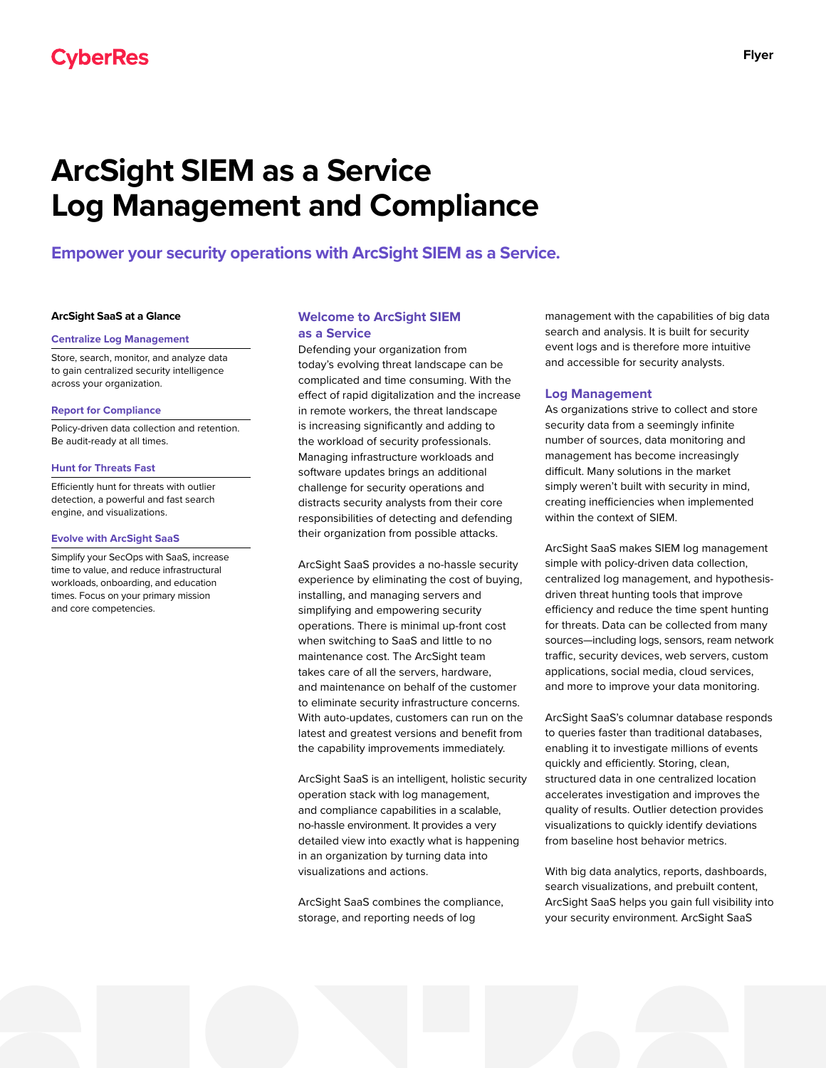CyberRes

Flyer

# ArcSight SIEM as a Service Log Management and Compliance

## Empower your security operations with ArcSight SIEM as a Service.

### ArcSight SaaS at a Glance

**Centralize Log Management**

Store, search, monitor, and analyze data to gain centralized security intelligence across your organization.

**Report for Compliance**

Policy-driven data collection and retention. Be audit-ready at all times.

**Hunt for Threats Fast**

Efficiently hunt for threats with outlier detection, a powerful and fast search engine, and visualizations.

**Evolve with ArcSight SaaS**

Simplify your SecOps with SaaS, increase time to value, and reduce infrastructural workloads, onboarding, and education times. Focus on your primary mission and core competencies.

### Welcome to ArcSight SIEM as a Service

Defending your organization from today's evolving threat landscape can be complicated and time consuming. With the effect of rapid digitalization and the increase in remote workers, the threat landscape is increasing significantly and adding to the workload of security professionals. Managing infrastructure workloads and software updates brings an additional challenge for security operations and distracts security analysts from their core responsibilities of detecting and defending their organization from possible attacks.

ArcSight SaaS provides a no-hassle security experience by eliminating the cost of buying, installing, and managing servers and simplifying and empowering security operations. There is minimal up-front cost when switching to SaaS and little to no maintenance cost. The ArcSight team takes care of all the servers, hardware, and maintenance on behalf of the customer to eliminate security infrastructure concerns. With auto-updates, customers can run on the latest and greatest versions and benefit from the capability improvements immediately.

ArcSight SaaS is an intelligent, holistic security operation stack with log management, and compliance capabilities in a scalable, no-hassle environment. It provides a very detailed view into exactly what is happening in an organization by turning data into visualizations and actions.

ArcSight SaaS combines the compliance, storage, and reporting needs of log management with the capabilities of big data search and analysis. It is built for security event logs and is therefore more intuitive and accessible for security analysts.

### Log Management

As organizations strive to collect and store security data from a seemingly infinite number of sources, data monitoring and management has become increasingly difficult. Many solutions in the market simply weren't built with security in mind, creating inefficiencies when implemented within the context of SIEM.

ArcSight SaaS makes SIEM log management simple with policy-driven data collection, centralized log management, and hypothesis-driven threat hunting tools that improve efficiency and reduce the time spent hunting for threats. Data can be collected from many sources—including logs, sensors, ream network traffic, security devices, web servers, custom applications, social media, cloud services, and more to improve your data monitoring.

ArcSight SaaS's columnar database responds to queries faster than traditional databases, enabling it to investigate millions of events quickly and efficiently. Storing, clean, structured data in one centralized location accelerates investigation and improves the quality of results. Outlier detection provides visualizations to quickly identify deviations from baseline host behavior metrics.

With big data analytics, reports, dashboards, search visualizations, and prebuilt content, ArcSight SaaS helps you gain full visibility into your security environment. ArcSight SaaS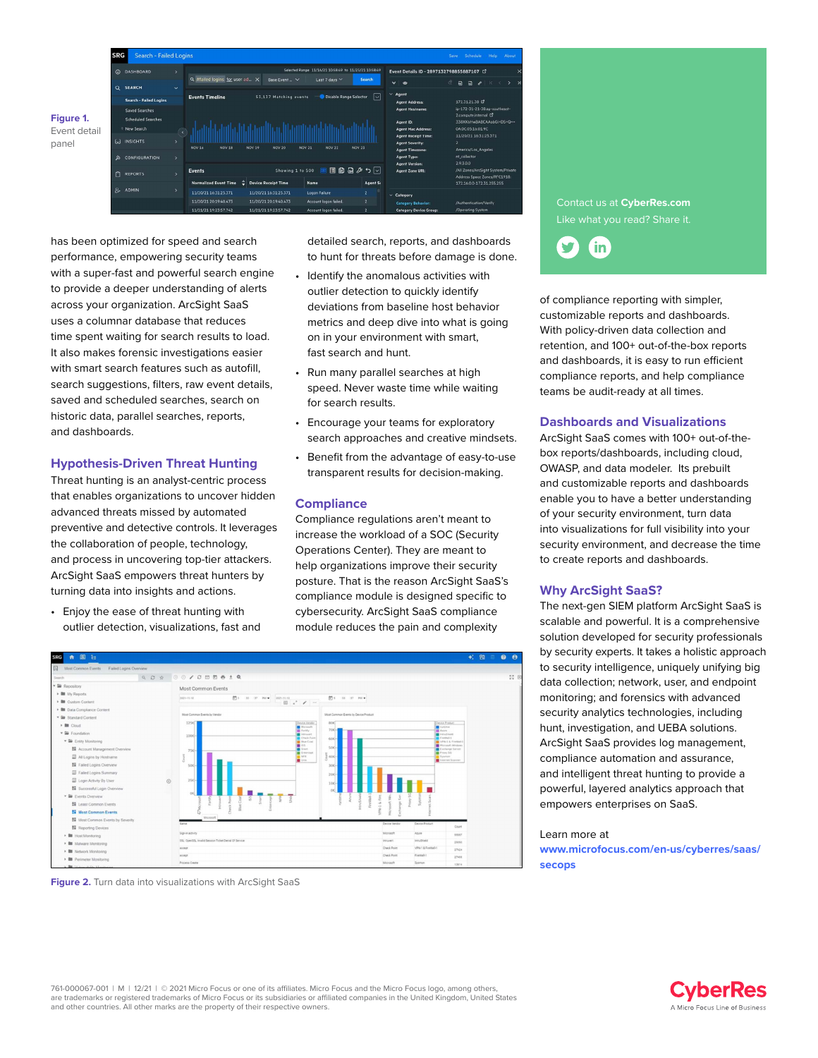Figure 1. Event detail panel

has been optimized for speed and search performance, empowering security teams with a super-fast and powerful search engine to provide a deeper understanding of alerts across your organization. ArcSight SaaS uses a columnar database that reduces time spent waiting for search results to load. It also makes forensic investigations easier with smart search features such as autofill, search suggestions, filters, raw event details, saved and scheduled searches, search on historic data, parallel searches, reports, and dashboards.

## Hypothesis-Driven Threat Hunting

Threat hunting is an analyst-centric process that enables organizations to uncover hidden advanced threats missed by automated preventive and detective controls. It leverages the collaboration of people, technology, and process in uncovering top-tier attackers. ArcSight SaaS empowers threat hunters by turning data into insights and actions.

- Enjoy the ease of threat hunting with outlier detection, visualizations, fast and detailed search, reports, and dashboards to hunt for threats before damage is done.
- Identify the anomalous activities with outlier detection to quickly identify deviations from baseline host behavior metrics and deep dive into what is going on in your environment with smart, fast search and hunt.
- Run many parallel searches at high speed. Never waste time while waiting for search results.
- Encourage your teams for exploratory search approaches and creative mindsets.
- Benefit from the advantage of easy-to-use transparent results for decision-making.

## Compliance

Compliance regulations aren't meant to increase the workload of a SOC (Security Operations Center). They are meant to help organizations improve their security posture. That is the reason ArcSight SaaS's compliance module is designed specific to cybersecurity. ArcSight SaaS compliance module reduces the pain and complexity of compliance reporting with simpler, customizable reports and dashboards. With policy-driven data collection and retention, and 100+ out-of-the-box reports and dashboards, it is easy to run efficient compliance reports, and help compliance teams be audit-ready at all times.

Figure 2. Turn data into visualizations with ArcSight SaaS

Contact us at **CyberRes.com**
Like what you read? Share it.

## Dashboards and Visualizations

ArcSight SaaS comes with 100+ out-of-the-box reports/dashboards, including cloud, OWASP, and data modeler. Its prebuilt and customizable reports and dashboards enable you to have a better understanding of your security environment, turn data into visualizations for full visibility into your security environment, and decrease the time to create reports and dashboards.

## Why ArcSight SaaS?

The next-gen SIEM platform ArcSight SaaS is scalable and powerful. It is a comprehensive solution developed for security professionals by security experts. It takes a holistic approach to security intelligence, uniquely unifying big data collection; network, user, and endpoint monitoring; and forensics with advanced security analytics technologies, including hunt, investigation, and UEBA solutions. ArcSight SaaS provides log management, compliance automation and assurance, and intelligent threat hunting to provide a powerful, layered analytics approach that empowers enterprises on SaaS.

Learn more at
**www.microfocus.com/en-us/cyberres/saas/secops**

761-000067-001 | M | 12/21 | © 2021 Micro Focus or one of its affiliates. Micro Focus and the Micro Focus logo, among others, are trademarks or registered trademarks of Micro Focus or its subsidiaries or affiliated companies in the United Kingdom, United States and other countries. All other marks are the property of their respective owners.

CyberRes
A Micro Focus Line of Business